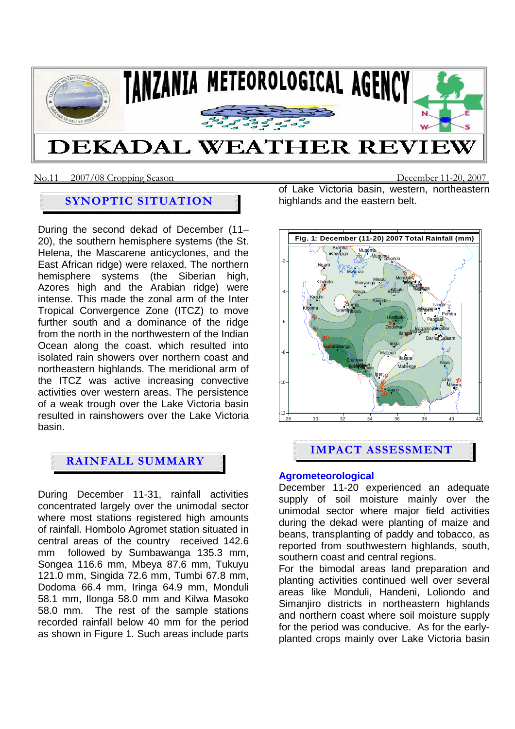# TANZANIA METEOROLOGICAL AGENCY

# DEKADAL WEATHER REVIEW

No.11 2007/08 Cropping Season December 11-20, 2007

## SYNOPTIC SITUATION

During the second dekad of December (11–20), the southern hemisphere systems (the St. Helena, the Mascarene anticyclones, and the East African ridge) were relaxed. The northern hemisphere systems (the Siberian high, Azores high and the Arabian ridge) were intense. This made the zonal arm of the Inter Tropical Convergence Zone (ITCZ) to move further south and a dominance of the ridge from the north in the northwestern of the Indian Ocean along the coast. which resulted into isolated rain showers over northern coast and northeastern highlands. The meridional arm of the ITCZ was active increasing convective activities over western areas. The persistence of a weak trough over the Lake Victoria basin resulted in rainshowers over the Lake Victoria basin.

## RAINFALL SUMMARY

During December 11-31, rainfall activities concentrated largely over the unimodal sector where most stations registered high amounts of rainfall. Hombolo Agromet station situated in central areas of the country received 142.6 mm followed by Sumbawanga 135.3 mm, Songea 116.6 mm, Mbeya 87.6 mm, Tukuyu 121.0 mm, Singida 72.6 mm, Tumbi 67.8 mm, Dodoma 66.4 mm, Iringa 64.9 mm, Monduli 58.1 mm, Ilonga 58.0 mm and Kilwa Masoko 58.0 mm. The rest of the sample stations recorded rainfall below 40 mm for the period as shown in Figure 1. Such areas include parts of Lake Victoria basin, western, northeastern highlands and the eastern belt.

Fig. 1: December (11-20) 2007 Total Rainfall (mm)

## IMPACT ASSESSMENT

### Agrometeorological

December 11-20 experienced an adequate supply of soil moisture mainly over the unimodal sector where major field activities during the dekad were planting of maize and beans, transplanting of paddy and tobacco, as reported from southwestern highlands, south, southern coast and central regions.

For the bimodal areas land preparation and planting activities continued well over several areas like Monduli, Handeni, Loliondo and Simanjiro districts in northeastern highlands and northern coast where soil moisture supply for the period was conducive. As for the early-planted crops mainly over Lake Victoria basin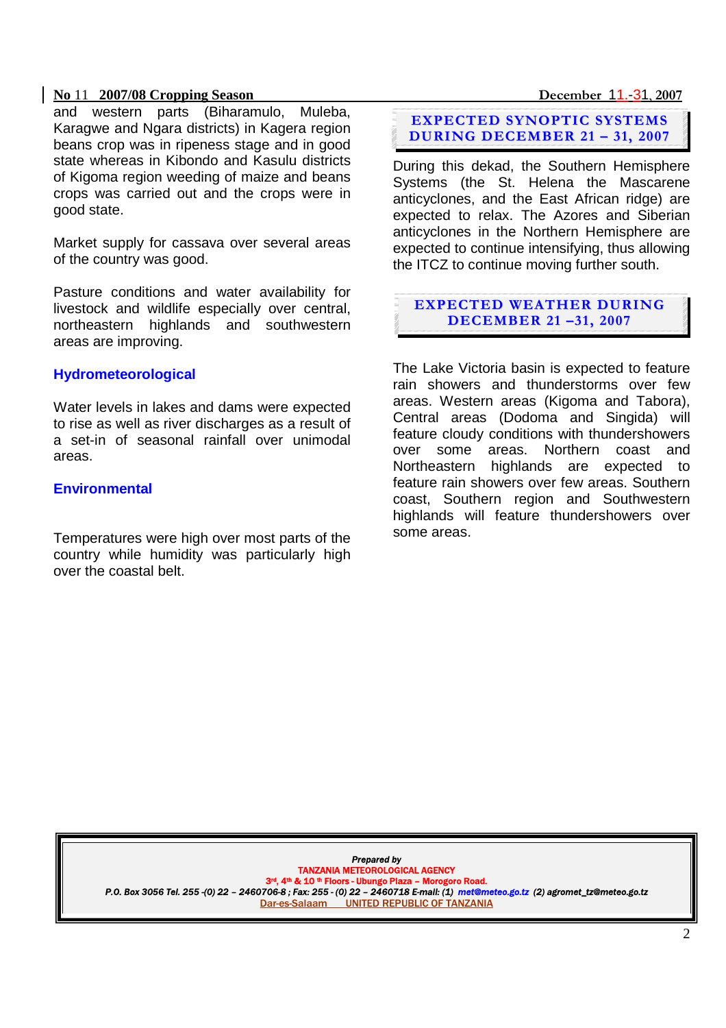and western parts (Biharamulo, Muleba, Karagwe and Ngara districts) in Kagera region beans crop was in ripeness stage and in good state whereas in Kibondo and Kasulu districts of Kigoma region weeding of maize and beans crops was carried out and the crops were in good state.

Market supply for cassava over several areas of the country was good.

Pasture conditions and water availability for livestock and wildlife especially over central, northeastern highlands and southwestern areas are improving.

## Hydrometeorological

Water levels in lakes and dams were expected to rise as well as river discharges as a result of a set-in of seasonal rainfall over unimodal areas.

## Environmental

Temperatures were high over most parts of the country while humidity was particularly high over the coastal belt.

## EXPECTED SYNOPTIC SYSTEMS DURING DECEMBER 21 – 31, 2007

During this dekad, the Southern Hemisphere Systems (the St. Helena the Mascarene anticyclones, and the East African ridge) are expected to relax. The Azores and Siberian anticyclones in the Northern Hemisphere are expected to continue intensifying, thus allowing the ITCZ to continue moving further south.

## EXPECTED WEATHER DURING DECEMBER 21 –31, 2007

The Lake Victoria basin is expected to feature rain showers and thunderstorms over few areas. Western areas (Kigoma and Tabora), Central areas (Dodoma and Singida) will feature cloudy conditions with thundershowers over some areas. Northern coast and Northeastern highlands are expected to feature rain showers over few areas. Southern coast, Southern region and Southwestern highlands will feature thundershowers over some areas.

*Prepared by*
**TANZANIA METEOROLOGICAL AGENCY**
3rd, 4th & 10th Floors - Ubungo Plaza – Morogoro Road.
*P.O. Box 3056 Tel. 255 -(0) 22 – 2460706-8 ; Fax: 255 - (0) 22 – 2460718 E-mail: (1) met@meteo.go.tz (2) agromet_tz@meteo.go.tz*
Dar-es-Salaam UNITED REPUBLIC OF TANZANIA